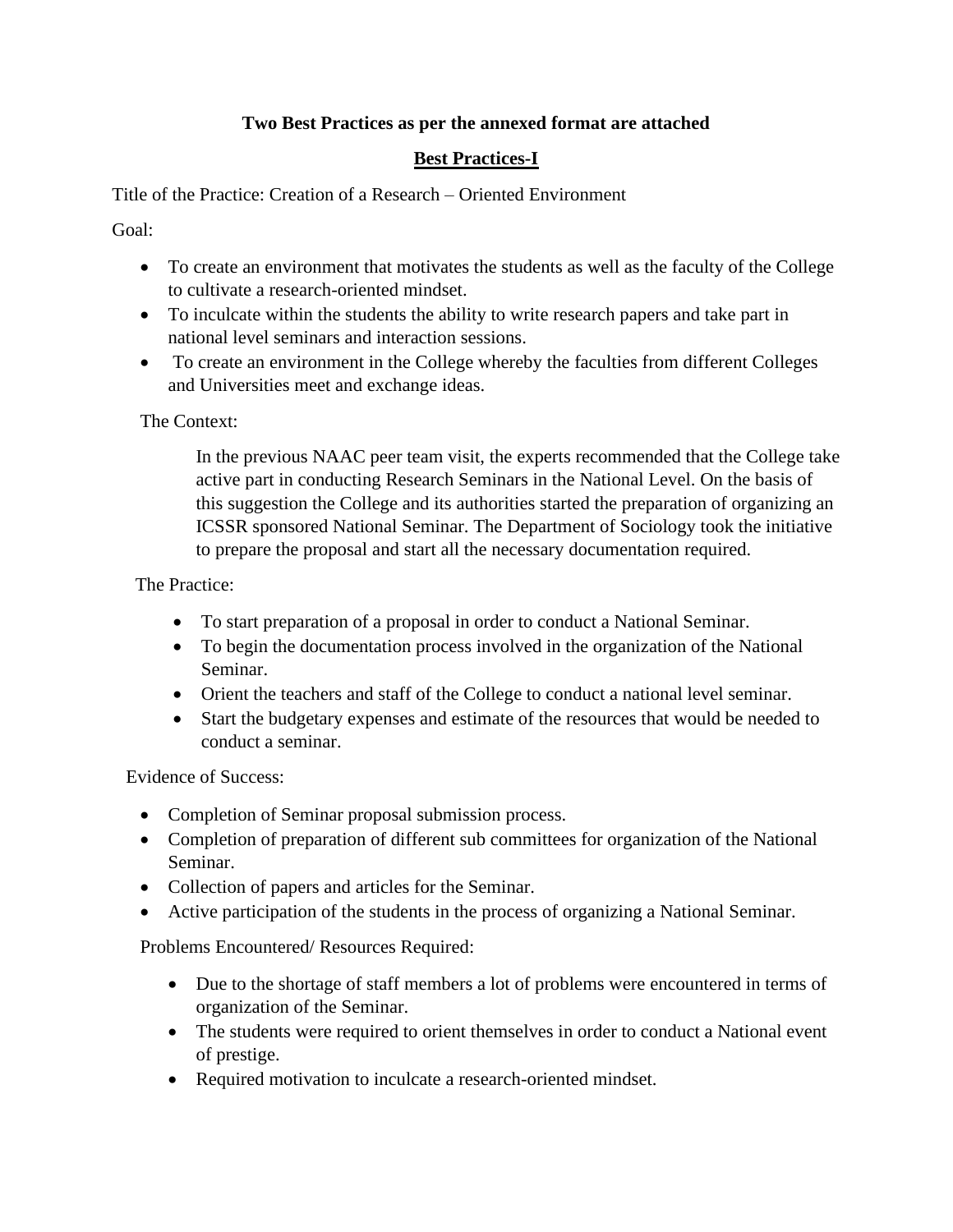**Two Best Practices as per the annexed format are attached**

## Best Practices-I

Title of the Practice: Creation of a Research – Oriented Environment

Goal:

- To create an environment that motivates the students as well as the faculty of the College to cultivate a research-oriented mindset.
- To inculcate within the students the ability to write research papers and take part in national level seminars and interaction sessions.
- To create an environment in the College whereby the faculties from different Colleges and Universities meet and exchange ideas.

The Context:

In the previous NAAC peer team visit, the experts recommended that the College take active part in conducting Research Seminars in the National Level. On the basis of this suggestion the College and its authorities started the preparation of organizing an ICSSR sponsored National Seminar. The Department of Sociology took the initiative to prepare the proposal and start all the necessary documentation required.

The Practice:

- To start preparation of a proposal in order to conduct a National Seminar.
- To begin the documentation process involved in the organization of the National Seminar.
- Orient the teachers and staff of the College to conduct a national level seminar.
- Start the budgetary expenses and estimate of the resources that would be needed to conduct a seminar.

Evidence of Success:

- Completion of Seminar proposal submission process.
- Completion of preparation of different sub committees for organization of the National Seminar.
- Collection of papers and articles for the Seminar.
- Active participation of the students in the process of organizing a National Seminar.

Problems Encountered/ Resources Required:

- Due to the shortage of staff members a lot of problems were encountered in terms of organization of the Seminar.
- The students were required to orient themselves in order to conduct a National event of prestige.
- Required motivation to inculcate a research-oriented mindset.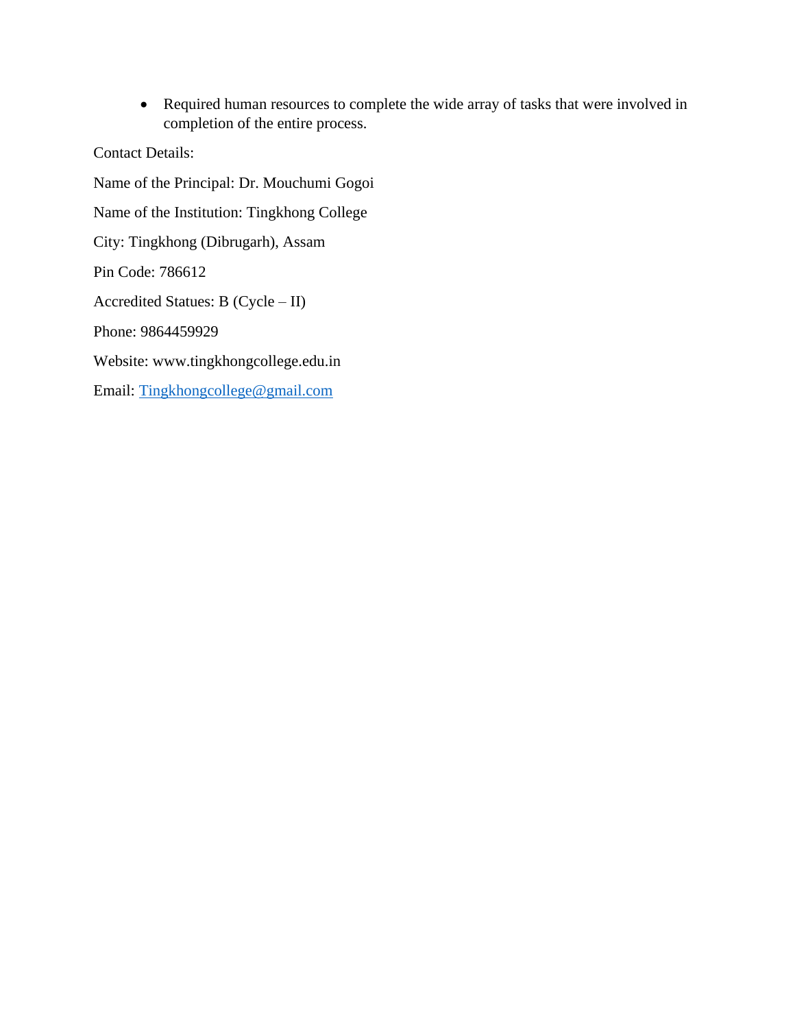- Required human resources to complete the wide array of tasks that were involved in completion of the entire process.

Contact Details:

Name of the Principal: Dr. Mouchumi Gogoi

Name of the Institution: Tingkhong College

City: Tingkhong (Dibrugarh), Assam

Pin Code: 786612

Accredited Statues: B (Cycle – II)

Phone: 9864459929

Website: www.tingkhongcollege.edu.in

Email: Tingkhongcollege@gmail.com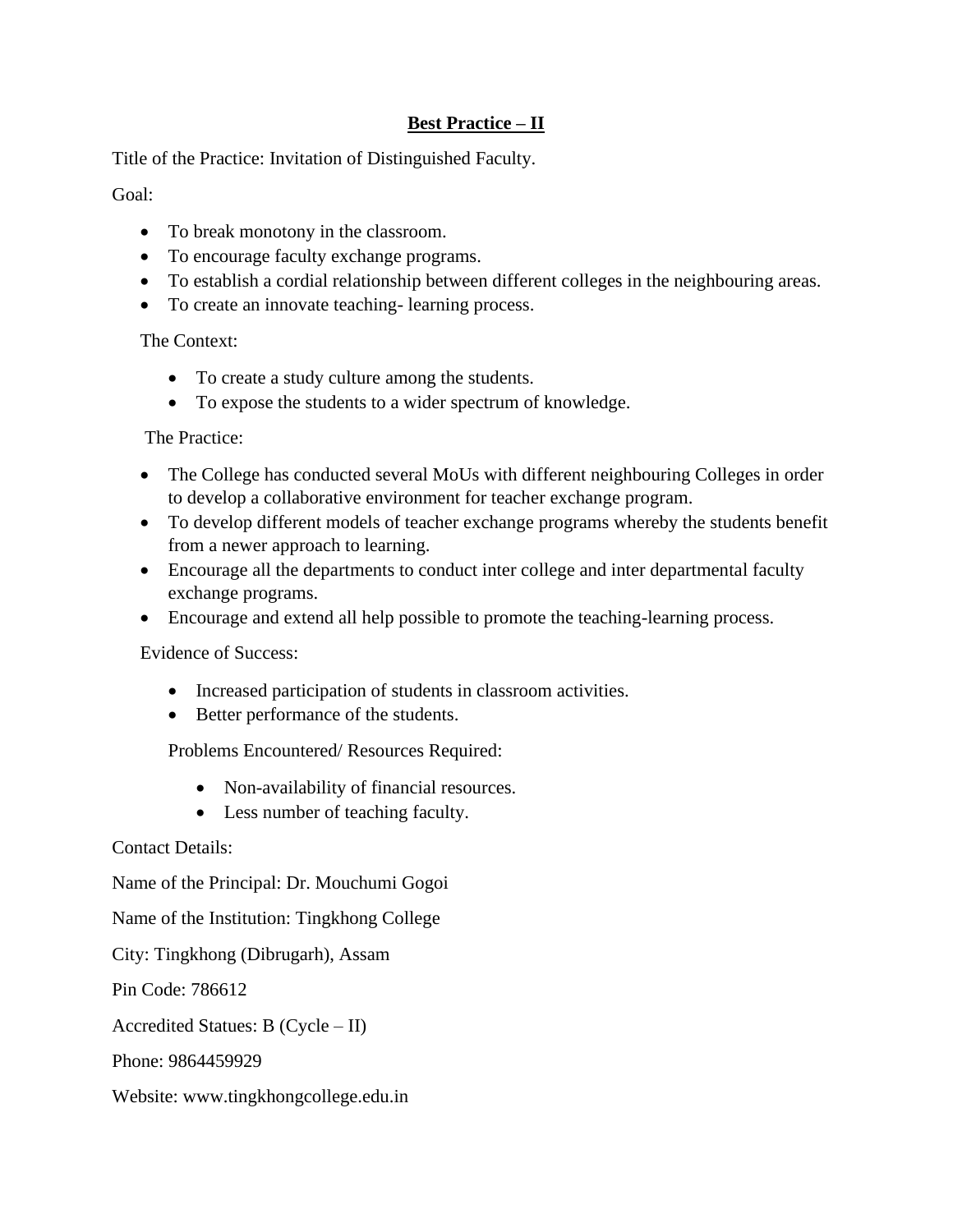## Best Practice – II

Title of the Practice: Invitation of Distinguished Faculty.

Goal:

- To break monotony in the classroom.
- To encourage faculty exchange programs.
- To establish a cordial relationship between different colleges in the neighbouring areas.
- To create an innovate teaching- learning process.

The Context:

- To create a study culture among the students.
- To expose the students to a wider spectrum of knowledge.

The Practice:

- The College has conducted several MoUs with different neighbouring Colleges in order to develop a collaborative environment for teacher exchange program.
- To develop different models of teacher exchange programs whereby the students benefit from a newer approach to learning.
- Encourage all the departments to conduct inter college and inter departmental faculty exchange programs.
- Encourage and extend all help possible to promote the teaching-learning process.

Evidence of Success:

- Increased participation of students in classroom activities.
- Better performance of the students.

Problems Encountered/ Resources Required:

- Non-availability of financial resources.
- Less number of teaching faculty.

Contact Details:

Name of the Principal: Dr. Mouchumi Gogoi

Name of the Institution: Tingkhong College

City: Tingkhong (Dibrugarh), Assam

Pin Code: 786612

Accredited Statues: B (Cycle – II)

Phone: 9864459929

Website: www.tingkhongcollege.edu.in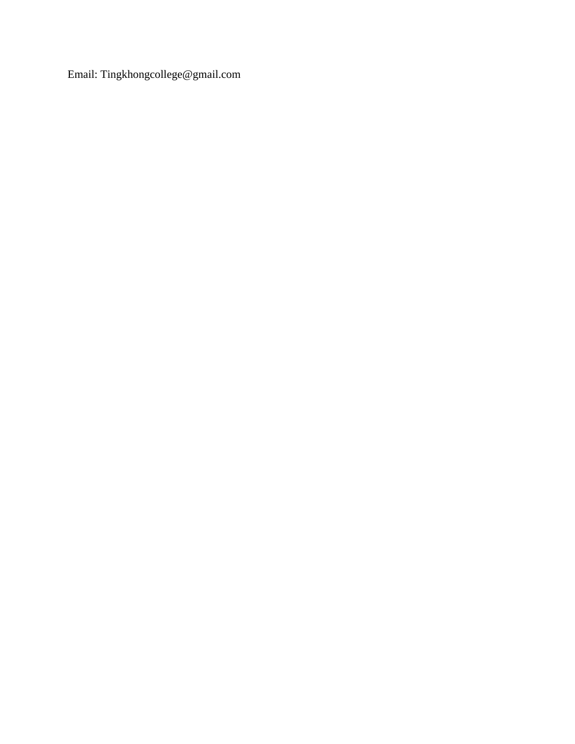Email: Tingkhongcollege@gmail.com